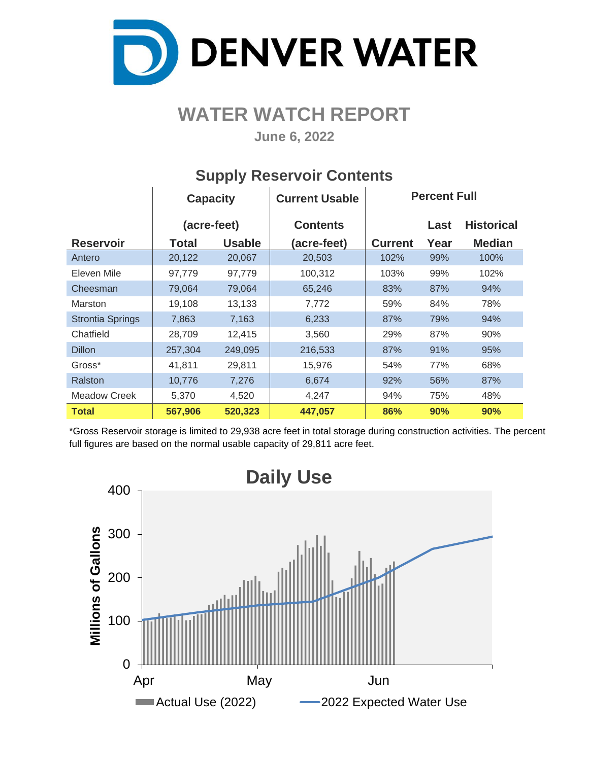# DENVER WATER

## WATER WATCH REPORT

**June 6, 2022**

### Supply Reservoir Contents

| Reservoir | Capacity (acre-feet) Total | Capacity (acre-feet) Usable | Current Usable Contents (acre-feet) | Percent Full Current | Percent Full Last Year | Percent Full Historical Median |
|---|---|---|---|---|---|---|
| Antero | 20,122 | 20,067 | 20,503 | 102% | 99% | 100% |
| Eleven Mile | 97,779 | 97,779 | 100,312 | 103% | 99% | 102% |
| Cheesman | 79,064 | 79,064 | 65,246 | 83% | 87% | 94% |
| Marston | 19,108 | 13,133 | 7,772 | 59% | 84% | 78% |
| Strontia Springs | 7,863 | 7,163 | 6,233 | 87% | 79% | 94% |
| Chatfield | 28,709 | 12,415 | 3,560 | 29% | 87% | 90% |
| Dillon | 257,304 | 249,095 | 216,533 | 87% | 91% | 95% |
| Gross* | 41,811 | 29,811 | 15,976 | 54% | 77% | 68% |
| Ralston | 10,776 | 7,276 | 6,674 | 92% | 56% | 87% |
| Meadow Creek | 5,370 | 4,520 | 4,247 | 94% | 75% | 48% |
| **Total** | **567,906** | **520,323** | **447,057** | **86%** | **90%** | **90%** |

*Gross Reservoir storage is limited to 29,938 acre feet in total storage during construction activities. The percent full figures are based on the normal usable capacity of 29,811 acre feet.

### Daily Use

Millions of Gallons (0–400), Apr – Jun

Actual Use (2022) | 2022 Expected Water Use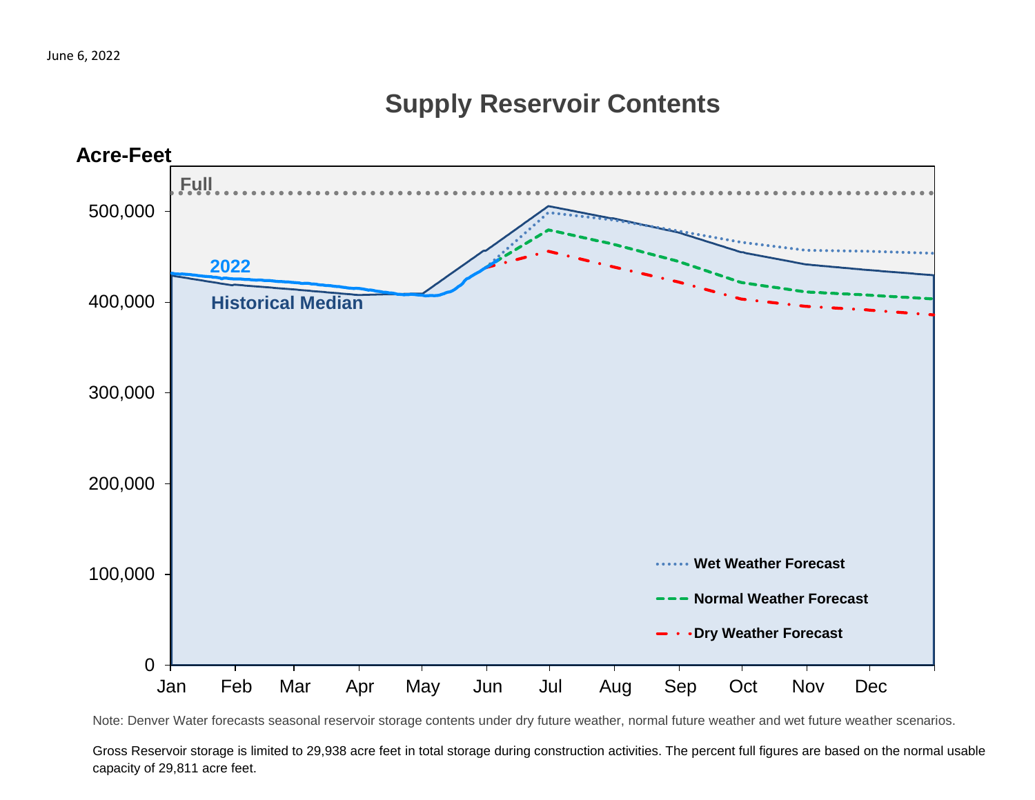June 6, 2022

## Supply Reservoir Contents

Acre-Feet

Full

2022

Historical Median

500,000

400,000

300,000

200,000

100,000

0

Jan Feb Mar Apr May Jun Jul Aug Sep Oct Nov Dec

Wet Weather Forecast

Normal Weather Forecast

Dry Weather Forecast

Note: Denver Water forecasts seasonal reservoir storage contents under dry future weather, normal future weather and wet future weather scenarios.

Gross Reservoir storage is limited to 29,938 acre feet in total storage during construction activities. The percent full figures are based on the normal usable capacity of 29,811 acre feet.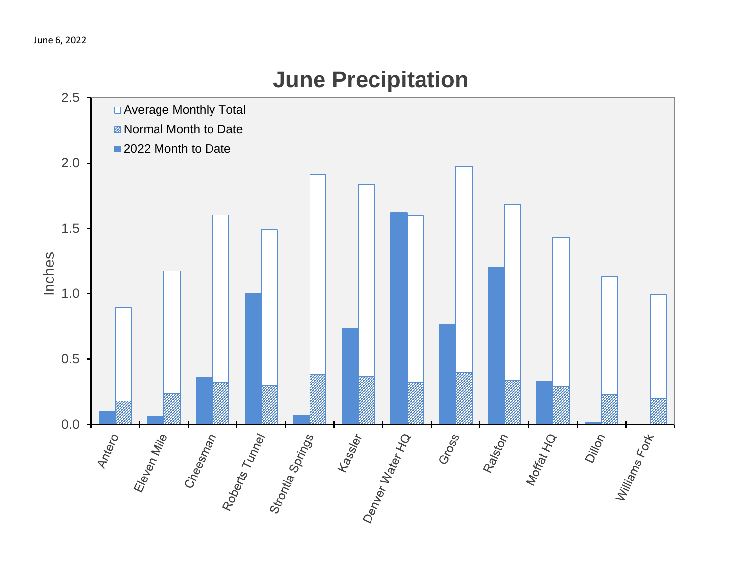June 6, 2022

# June Precipitation

| Station | 2022 Month to Date (in) | Normal Month to Date (in) | Average Monthly Total (in) |
|---|---|---|---|
| Antero | 0.10 | 0.18 | 0.89 |
| Eleven Mile | 0.06 | 0.23 | 1.17 |
| Cheesman | 0.36 | 0.32 | 1.60 |
| Roberts Tunnel | 1.00 | 0.30 | 1.49 |
| Strontia Springs | 0.07 | 0.38 | 1.91 |
| Kassler | 0.74 | 0.37 | 1.84 |
| Denver Water HQ | 1.62 | 0.32 | 1.60 |
| Gross | 0.77 | 0.39 | 1.98 |
| Ralston | 1.20 | 0.33 | 1.68 |
| Moffat HQ | 0.33 | 0.29 | 1.43 |
| Dillon | 0.02 | 0.22 | 1.13 |
| Williams Fork | 0.00 | 0.20 | 0.99 |

*Values estimated from chart; y-axis: Inches (0.0–2.5).*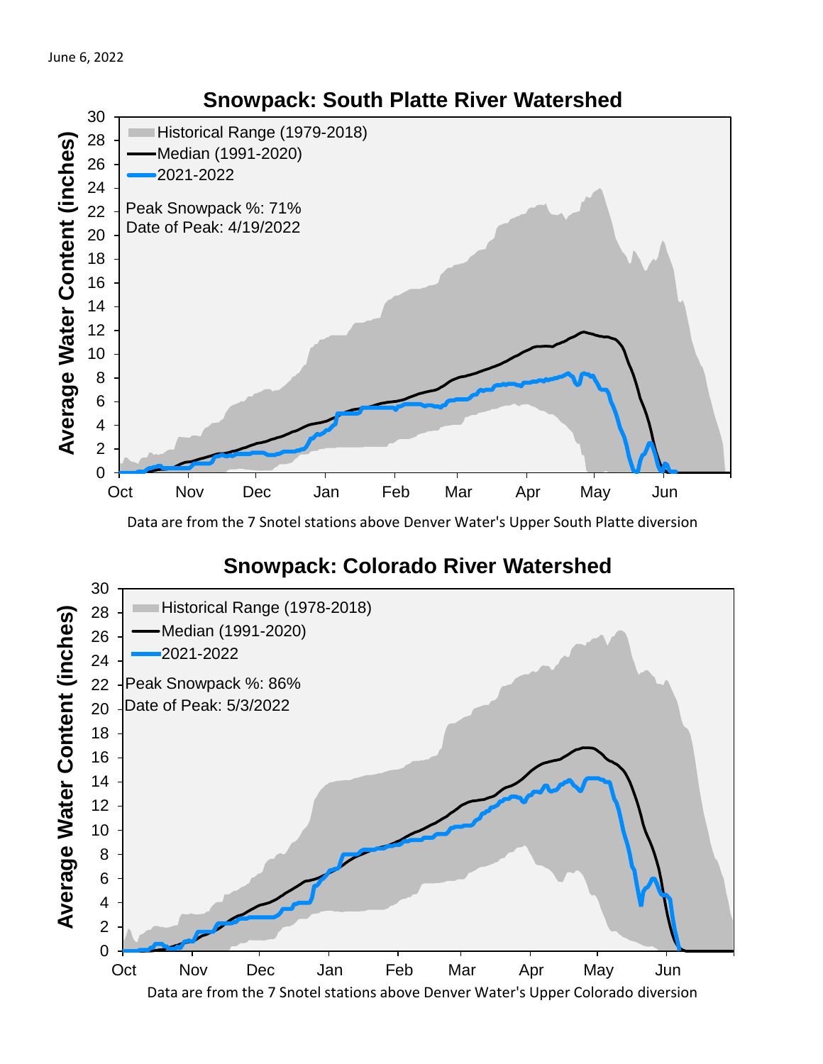June 6, 2022

## Snowpack: South Platte River Watershed

Historical Range (1979-2018)
Median (1991-2020)
2021-2022

Peak Snowpack %: 71%
Date of Peak: 4/19/2022

Average Water Content (inches)

Data are from the 7 Snotel stations above Denver Water's Upper South Platte diversion

## Snowpack: Colorado River Watershed

Historical Range (1978-2018)
Median (1991-2020)
2021-2022

Peak Snowpack %: 86%
Date of Peak: 5/3/2022

Average Water Content (inches)

Data are from the 7 Snotel stations above Denver Water's Upper Colorado diversion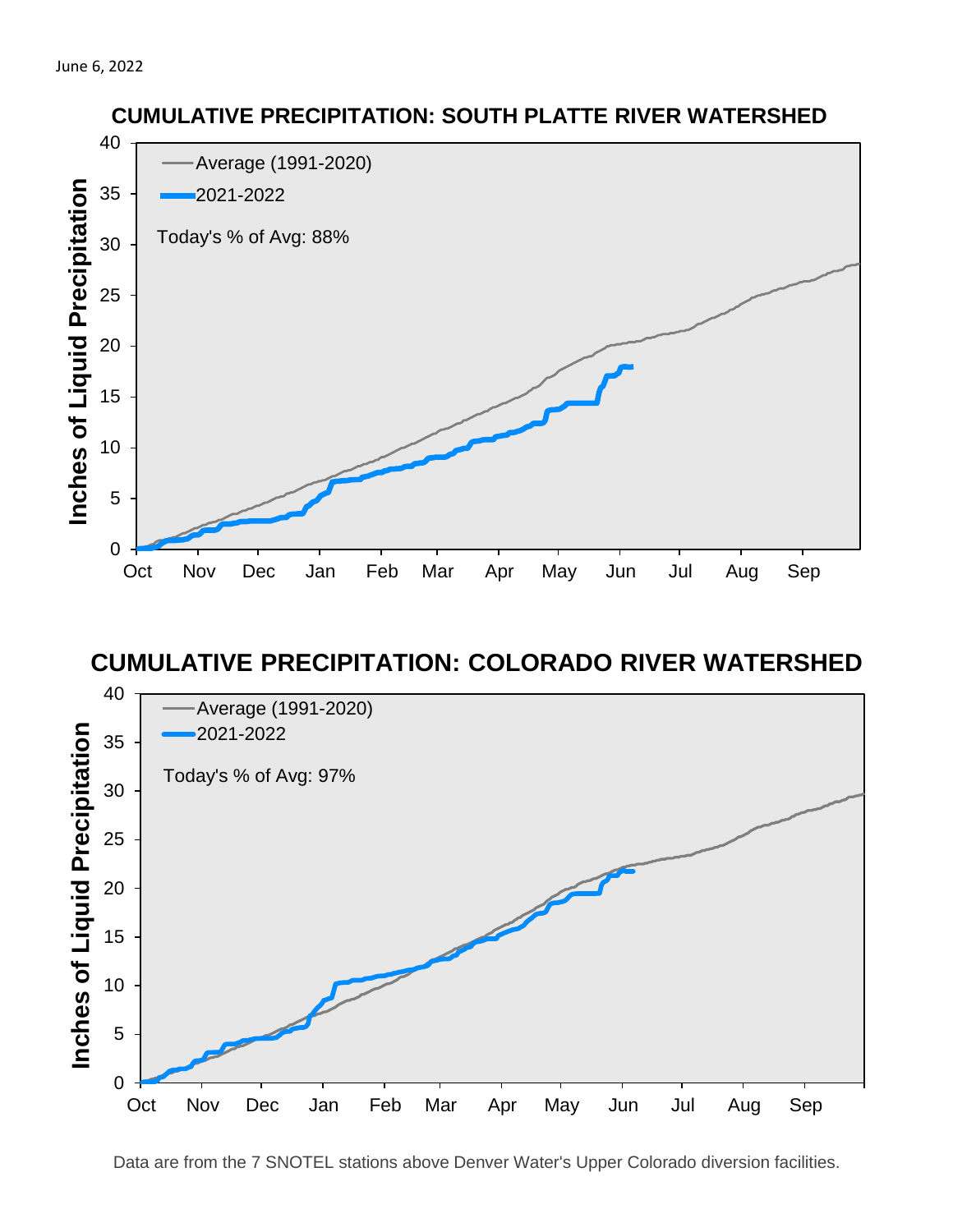June 6, 2022

## CUMULATIVE PRECIPITATION: SOUTH PLATTE RIVER WATERSHED

Average (1991-2020)

2021-2022

Today's % of Avg: 88%

Inches of Liquid Precipitation

0 5 10 15 20 25 30 35 40

Oct Nov Dec Jan Feb Mar Apr May Jun Jul Aug Sep

## CUMULATIVE PRECIPITATION: COLORADO RIVER WATERSHED

Average (1991-2020)

2021-2022

Today's % of Avg: 97%

Inches of Liquid Precipitation

0 5 10 15 20 25 30 35 40

Oct Nov Dec Jan Feb Mar Apr May Jun Jul Aug Sep

Data are from the 7 SNOTEL stations above Denver Water's Upper Colorado diversion facilities.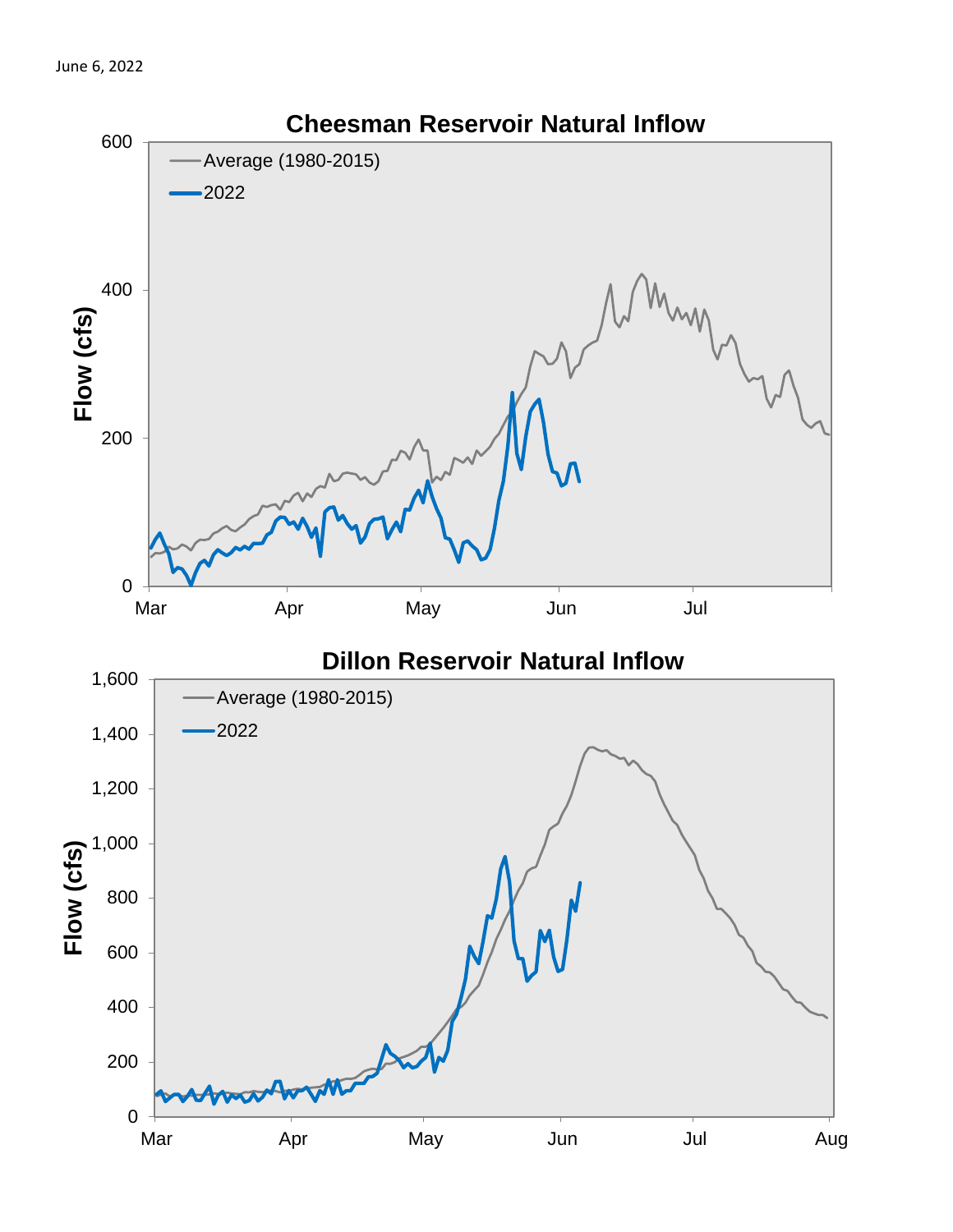June 6, 2022

## Cheesman Reservoir Natural Inflow

Flow (cfs)

600
400
200
0

Mar Apr May Jun Jul

Average (1980-2015)
2022

## Dillon Reservoir Natural Inflow

Flow (cfs)

1,600
1,400
1,200
1,000
800
600
400
200
0

Mar Apr May Jun Jul Aug

Average (1980-2015)
2022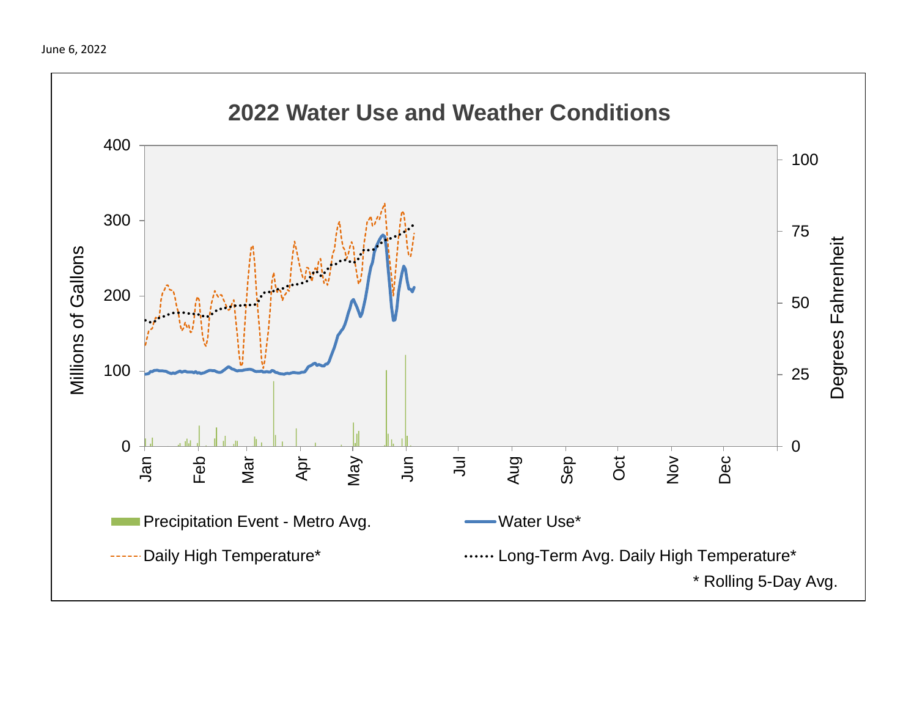June 6, 2022

## 2022 Water Use and Weather Conditions

Millions of Gallons: 0, 100, 200, 300, 400

Degrees Fahrenheit: 0, 25, 50, 75, 100

Jan, Feb, Mar, Apr, May, Jun, Jul, Aug, Sep, Oct, Nov, Dec

Precipitation Event - Metro Avg.

Water Use*

Daily High Temperature*

Long-Term Avg. Daily High Temperature*

\* Rolling 5-Day Avg.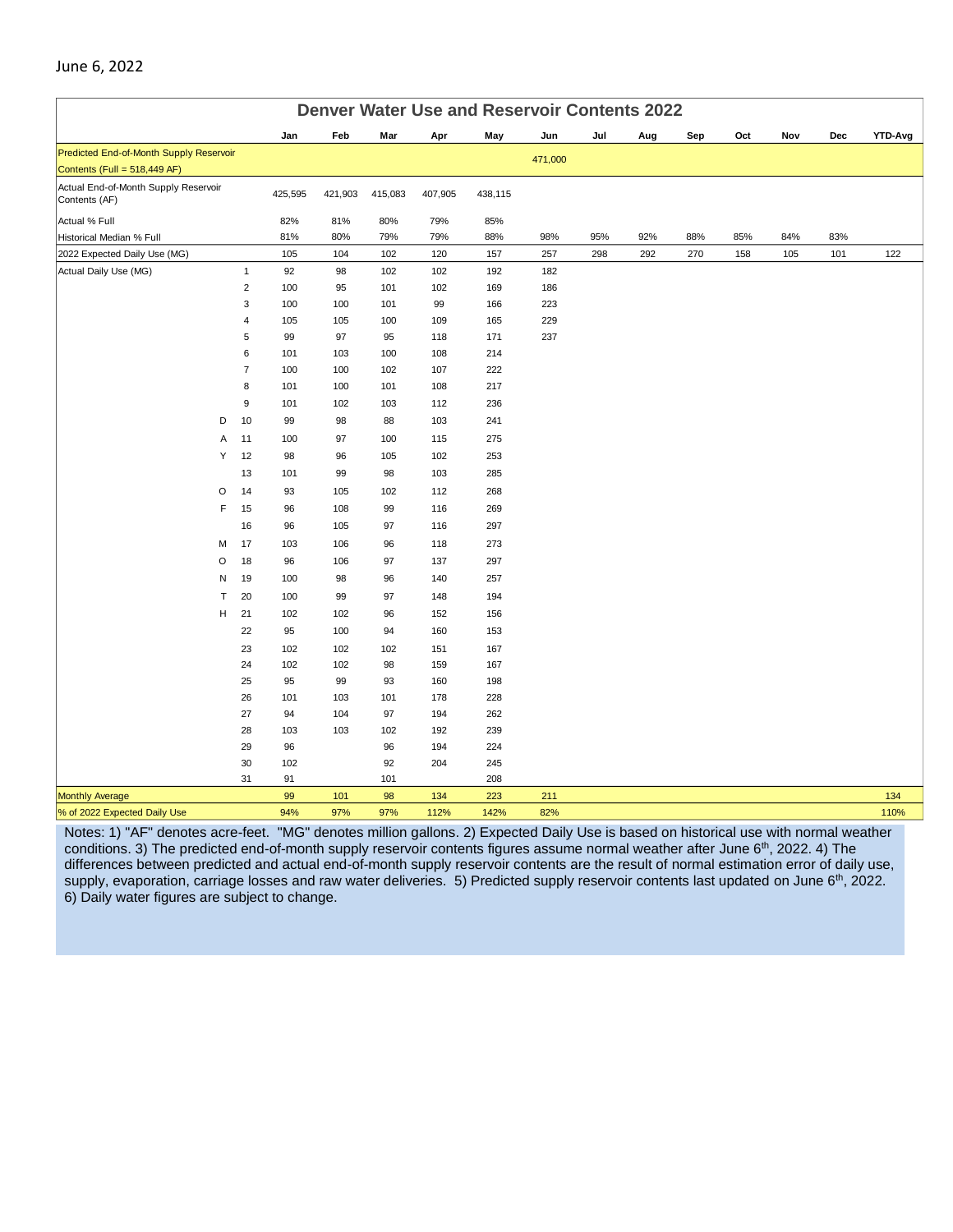June 6, 2022

## Denver Water Use and Reservoir Contents 2022

| | | Jan | Feb | Mar | Apr | May | Jun | Jul | Aug | Sep | Oct | Nov | Dec | YTD-Avg |
|---|---|---|---|---|---|---|---|---|---|---|---|---|---|---|
| Predicted End-of-Month Supply Reservoir Contents (Full = 518,449 AF) | | | | | | | 471,000 | | | | | | | |
| Actual End-of-Month Supply Reservoir Contents (AF) | | 425,595 | 421,903 | 415,083 | 407,905 | 438,115 | | | | | | | | |
| Actual % Full | | 82% | 81% | 80% | 79% | 85% | | | | | | | | |
| Historical Median % Full | | 81% | 80% | 79% | 79% | 88% | 98% | 95% | 92% | 88% | 85% | 84% | 83% | |
| 2022 Expected Daily Use (MG) | | 105 | 104 | 102 | 120 | 157 | 257 | 298 | 292 | 270 | 158 | 105 | 101 | 122 |
| Actual Daily Use (MG) | 1 | 92 | 98 | 102 | 102 | 192 | 182 | | | | | | | |
| | 2 | 100 | 95 | 101 | 102 | 169 | 186 | | | | | | | |
| | 3 | 100 | 100 | 101 | 99 | 166 | 223 | | | | | | | |
| | 4 | 105 | 105 | 100 | 109 | 165 | 229 | | | | | | | |
| | 5 | 99 | 97 | 95 | 118 | 171 | 237 | | | | | | | |
| | 6 | 101 | 103 | 100 | 108 | 214 | | | | | | | | |
| | 7 | 100 | 100 | 102 | 107 | 222 | | | | | | | | |
| | 8 | 101 | 100 | 101 | 108 | 217 | | | | | | | | |
| | 9 | 101 | 102 | 103 | 112 | 236 | | | | | | | | |
| D | 10 | 99 | 98 | 88 | 103 | 241 | | | | | | | | |
| A | 11 | 100 | 97 | 100 | 115 | 275 | | | | | | | | |
| Y | 12 | 98 | 96 | 105 | 102 | 253 | | | | | | | | |
| | 13 | 101 | 99 | 98 | 103 | 285 | | | | | | | | |
| O | 14 | 93 | 105 | 102 | 112 | 268 | | | | | | | | |
| F | 15 | 96 | 108 | 99 | 116 | 269 | | | | | | | | |
| | 16 | 96 | 105 | 97 | 116 | 297 | | | | | | | | |
| M | 17 | 103 | 106 | 96 | 118 | 273 | | | | | | | | |
| O | 18 | 96 | 106 | 97 | 137 | 297 | | | | | | | | |
| N | 19 | 100 | 98 | 96 | 140 | 257 | | | | | | | | |
| T | 20 | 100 | 99 | 97 | 148 | 194 | | | | | | | | |
| H | 21 | 102 | 102 | 96 | 152 | 156 | | | | | | | | |
| | 22 | 95 | 100 | 94 | 160 | 153 | | | | | | | | |
| | 23 | 102 | 102 | 102 | 151 | 167 | | | | | | | | |
| | 24 | 102 | 102 | 98 | 159 | 167 | | | | | | | | |
| | 25 | 95 | 99 | 93 | 160 | 198 | | | | | | | | |
| | 26 | 101 | 103 | 101 | 178 | 228 | | | | | | | | |
| | 27 | 94 | 104 | 97 | 194 | 262 | | | | | | | | |
| | 28 | 103 | 103 | 102 | 192 | 239 | | | | | | | | |
| | 29 | 96 | | 96 | 194 | 224 | | | | | | | | |
| | 30 | 102 | | 92 | 204 | 245 | | | | | | | | |
| | 31 | 91 | | 101 | | 208 | | | | | | | | |
| Monthly Average | | 99 | 101 | 98 | 134 | 223 | 211 | | | | | | | 134 |
| % of 2022 Expected Daily Use | | 94% | 97% | 97% | 112% | 142% | 82% | | | | | | | 110% |

Notes: 1) "AF" denotes acre-feet. "MG" denotes million gallons. 2) Expected Daily Use is based on historical use with normal weather conditions. 3) The predicted end-of-month supply reservoir contents figures assume normal weather after June 6th, 2022. 4) The differences between predicted and actual end-of-month supply reservoir contents are the result of normal estimation error of daily use, supply, evaporation, carriage losses and raw water deliveries. 5) Predicted supply reservoir contents last updated on June 6th, 2022. 6) Daily water figures are subject to change.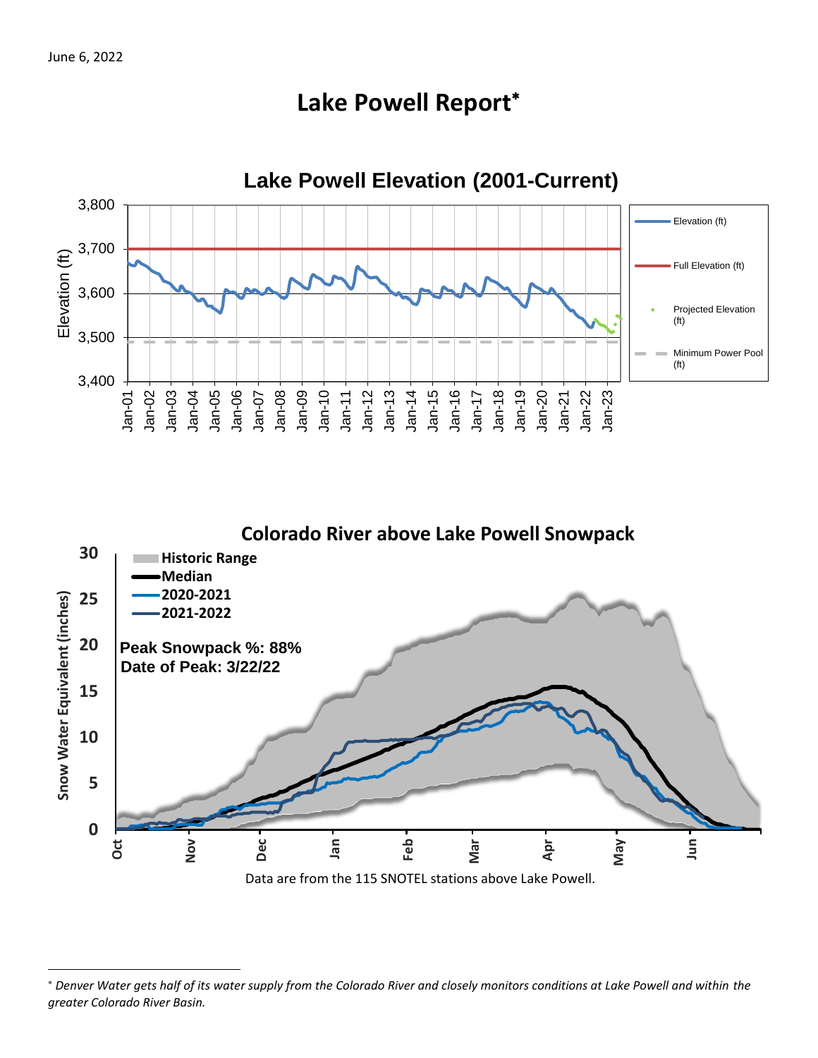June 6, 2022

# Lake Powell Report*

## Lake Powell Elevation (2001-Current)

Elevation (ft)

3,800
3,700
3,600
3,500
3,400

Jan-01 Jan-02 Jan-03 Jan-04 Jan-05 Jan-06 Jan-07 Jan-08 Jan-09 Jan-10 Jan-11 Jan-12 Jan-13 Jan-14 Jan-15 Jan-16 Jan-17 Jan-18 Jan-19 Jan-20 Jan-21 Jan-22 Jan-23

Elevation (ft)
Full Elevation (ft)
Projected Elevation (ft)
Minimum Power Pool (ft)

## Colorado River above Lake Powell Snowpack

Historic Range
Median
2020-2021
2021-2022

**Peak Snowpack %: 88%**
**Date of Peak: 3/22/22**

Snow Water Equivalent (inches)

30
25
20
15
10
5
0

Oct Nov Dec Jan Feb Mar Apr May Jun

Data are from the 115 SNOTEL stations above Lake Powell.

---

* *Denver Water gets half of its water supply from the Colorado River and closely monitors conditions at Lake Powell and within the greater Colorado River Basin.*